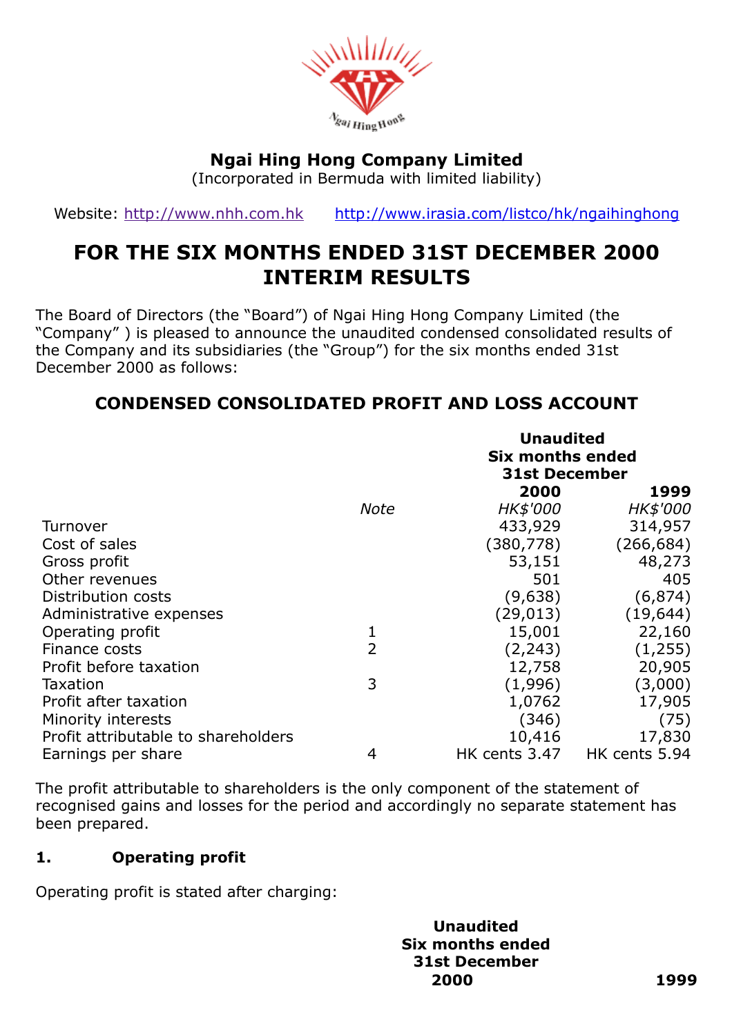# Ngai Hing Hong Company Limited

(Incorporated in Bermuda with limited liability)

Website: http://www.nhh.com.hk    http://www.irasia.com/listco/hk/ngaihinghong

## FOR THE SIX MONTHS ENDED 31ST DECEMBER 2000 INTERIM RESULTS

The Board of Directors (the "Board") of Ngai Hing Hong Company Limited (the "Company" ) is pleased to announce the unaudited condensed consolidated results of the Company and its subsidiaries (the "Group") for the six months ended 31st December 2000 as follows:

### CONDENSED CONSOLIDATED PROFIT AND LOSS ACCOUNT

| | | **Unaudited Six months ended 31st December** | |
|---|---|---|---|
| | | **2000** | **1999** |
| | *Note* | *HK$'000* | *HK$'000* |
| Turnover | | 433,929 | 314,957 |
| Cost of sales | | (380,778) | (266,684) |
| Gross profit | | 53,151 | 48,273 |
| Other revenues | | 501 | 405 |
| Distribution costs | | (9,638) | (6,874) |
| Administrative expenses | | (29,013) | (19,644) |
| Operating profit | 1 | 15,001 | 22,160 |
| Finance costs | 2 | (2,243) | (1,255) |
| Profit before taxation | | 12,758 | 20,905 |
| Taxation | 3 | (1,996) | (3,000) |
| Profit after taxation | | 1,0762 | 17,905 |
| Minority interests | | (346) | (75) |
| Profit attributable to shareholders | | 10,416 | 17,830 |
| Earnings per share | 4 | HK cents 3.47 | HK cents 5.94 |

The profit attributable to shareholders is the only component of the statement of recognised gains and losses for the period and accordingly no separate statement has been prepared.

**1. Operating profit**

Operating profit is stated after charging:

| **Unaudited Six months ended 31st December** | |
|---|---|
| **2000** | **1999** |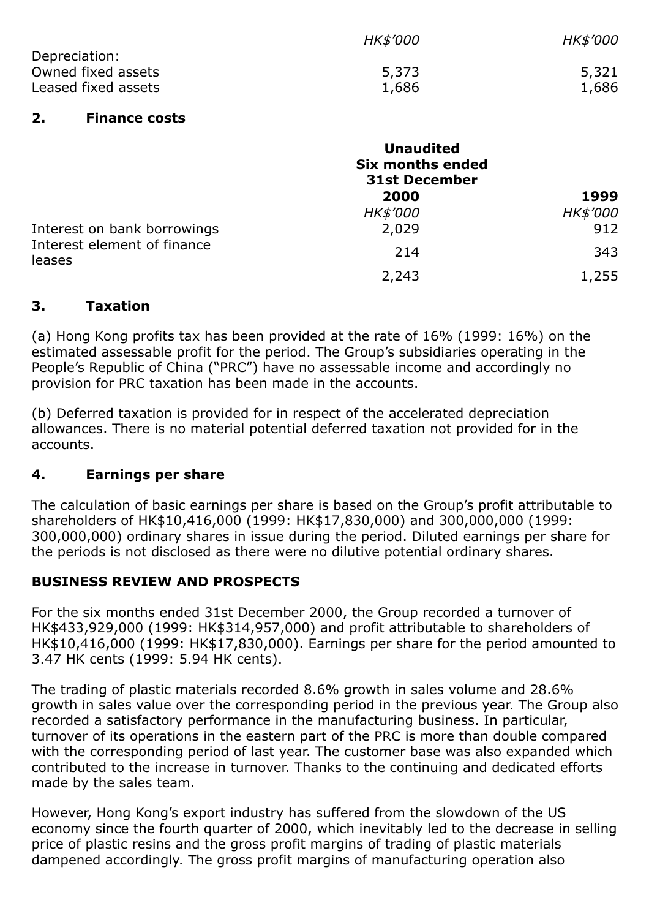| | HK$'000 | HK$'000 |
|---|---|---|
| Depreciation: | | |
| Owned fixed assets | 5,373 | 5,321 |
| Leased fixed assets | 1,686 | 1,686 |

## 2. Finance costs

| | Unaudited Six months ended 31st December 2000 | 1999 |
|---|---|---|
| | *HK$'000* | *HK$'000* |
| Interest on bank borrowings | 2,029 | 912 |
| Interest element of finance leases | 214 | 343 |
| | 2,243 | 1,255 |

## 3. Taxation

(a) Hong Kong profits tax has been provided at the rate of 16% (1999: 16%) on the estimated assessable profit for the period. The Group's subsidiaries operating in the People's Republic of China ("PRC") have no assessable income and accordingly no provision for PRC taxation has been made in the accounts.

(b) Deferred taxation is provided for in respect of the accelerated depreciation allowances. There is no material potential deferred taxation not provided for in the accounts.

## 4. Earnings per share

The calculation of basic earnings per share is based on the Group's profit attributable to shareholders of HK$10,416,000 (1999: HK$17,830,000) and 300,000,000 (1999: 300,000,000) ordinary shares in issue during the period. Diluted earnings per share for the periods is not disclosed as there were no dilutive potential ordinary shares.

## BUSINESS REVIEW AND PROSPECTS

For the six months ended 31st December 2000, the Group recorded a turnover of HK$433,929,000 (1999: HK$314,957,000) and profit attributable to shareholders of HK$10,416,000 (1999: HK$17,830,000). Earnings per share for the period amounted to 3.47 HK cents (1999: 5.94 HK cents).

The trading of plastic materials recorded 8.6% growth in sales volume and 28.6% growth in sales value over the corresponding period in the previous year. The Group also recorded a satisfactory performance in the manufacturing business. In particular, turnover of its operations in the eastern part of the PRC is more than double compared with the corresponding period of last year. The customer base was also expanded which contributed to the increase in turnover. Thanks to the continuing and dedicated efforts made by the sales team.

However, Hong Kong's export industry has suffered from the slowdown of the US economy since the fourth quarter of 2000, which inevitably led to the decrease in selling price of plastic resins and the gross profit margins of trading of plastic materials dampened accordingly. The gross profit margins of manufacturing operation also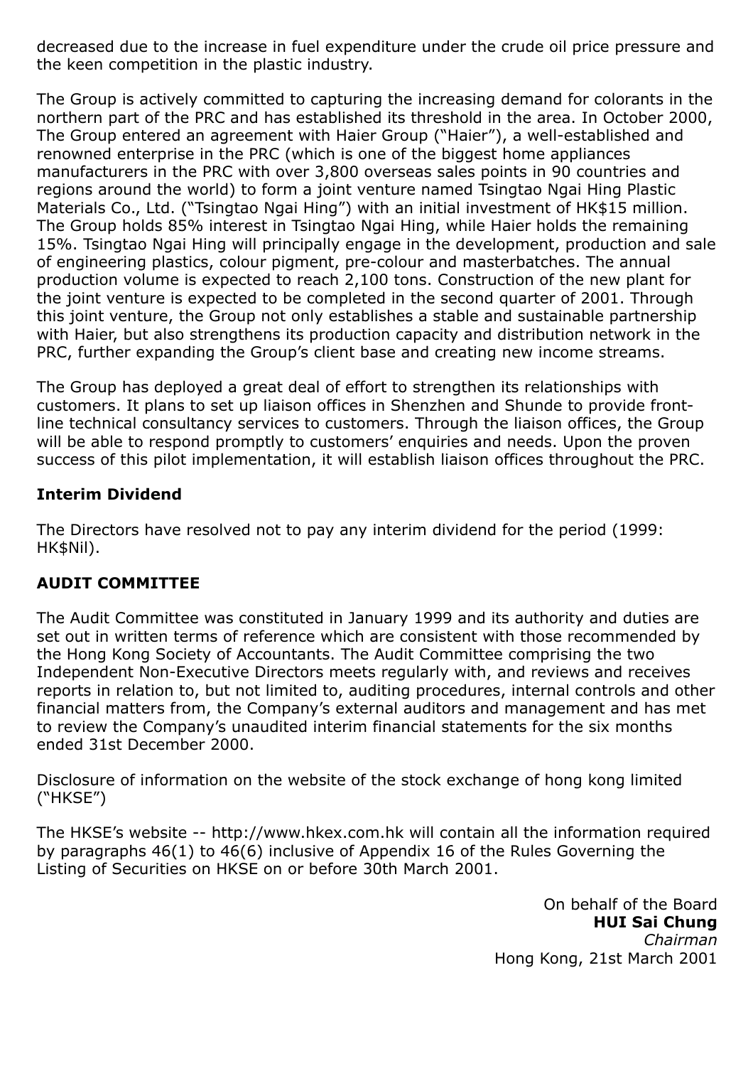decreased due to the increase in fuel expenditure under the crude oil price pressure and the keen competition in the plastic industry.

The Group is actively committed to capturing the increasing demand for colorants in the northern part of the PRC and has established its threshold in the area. In October 2000, The Group entered an agreement with Haier Group ("Haier"), a well-established and renowned enterprise in the PRC (which is one of the biggest home appliances manufacturers in the PRC with over 3,800 overseas sales points in 90 countries and regions around the world) to form a joint venture named Tsingtao Ngai Hing Plastic Materials Co., Ltd. ("Tsingtao Ngai Hing") with an initial investment of HK$15 million. The Group holds 85% interest in Tsingtao Ngai Hing, while Haier holds the remaining 15%. Tsingtao Ngai Hing will principally engage in the development, production and sale of engineering plastics, colour pigment, pre-colour and masterbatches. The annual production volume is expected to reach 2,100 tons. Construction of the new plant for the joint venture is expected to be completed in the second quarter of 2001. Through this joint venture, the Group not only establishes a stable and sustainable partnership with Haier, but also strengthens its production capacity and distribution network in the PRC, further expanding the Group's client base and creating new income streams.

The Group has deployed a great deal of effort to strengthen its relationships with customers. It plans to set up liaison offices in Shenzhen and Shunde to provide front-line technical consultancy services to customers. Through the liaison offices, the Group will be able to respond promptly to customers' enquiries and needs. Upon the proven success of this pilot implementation, it will establish liaison offices throughout the PRC.

**Interim Dividend**

The Directors have resolved not to pay any interim dividend for the period (1999: HK$Nil).

**AUDIT COMMITTEE**

The Audit Committee was constituted in January 1999 and its authority and duties are set out in written terms of reference which are consistent with those recommended by the Hong Kong Society of Accountants. The Audit Committee comprising the two Independent Non-Executive Directors meets regularly with, and reviews and receives reports in relation to, but not limited to, auditing procedures, internal controls and other financial matters from, the Company's external auditors and management and has met to review the Company's unaudited interim financial statements for the six months ended 31st December 2000.

Disclosure of information on the website of the stock exchange of hong kong limited ("HKSE")

The HKSE's website -- http://www.hkex.com.hk will contain all the information required by paragraphs 46(1) to 46(6) inclusive of Appendix 16 of the Rules Governing the Listing of Securities on HKSE on or before 30th March 2001.

On behalf of the Board
**HUI Sai Chung**
*Chairman*
Hong Kong, 21st March 2001